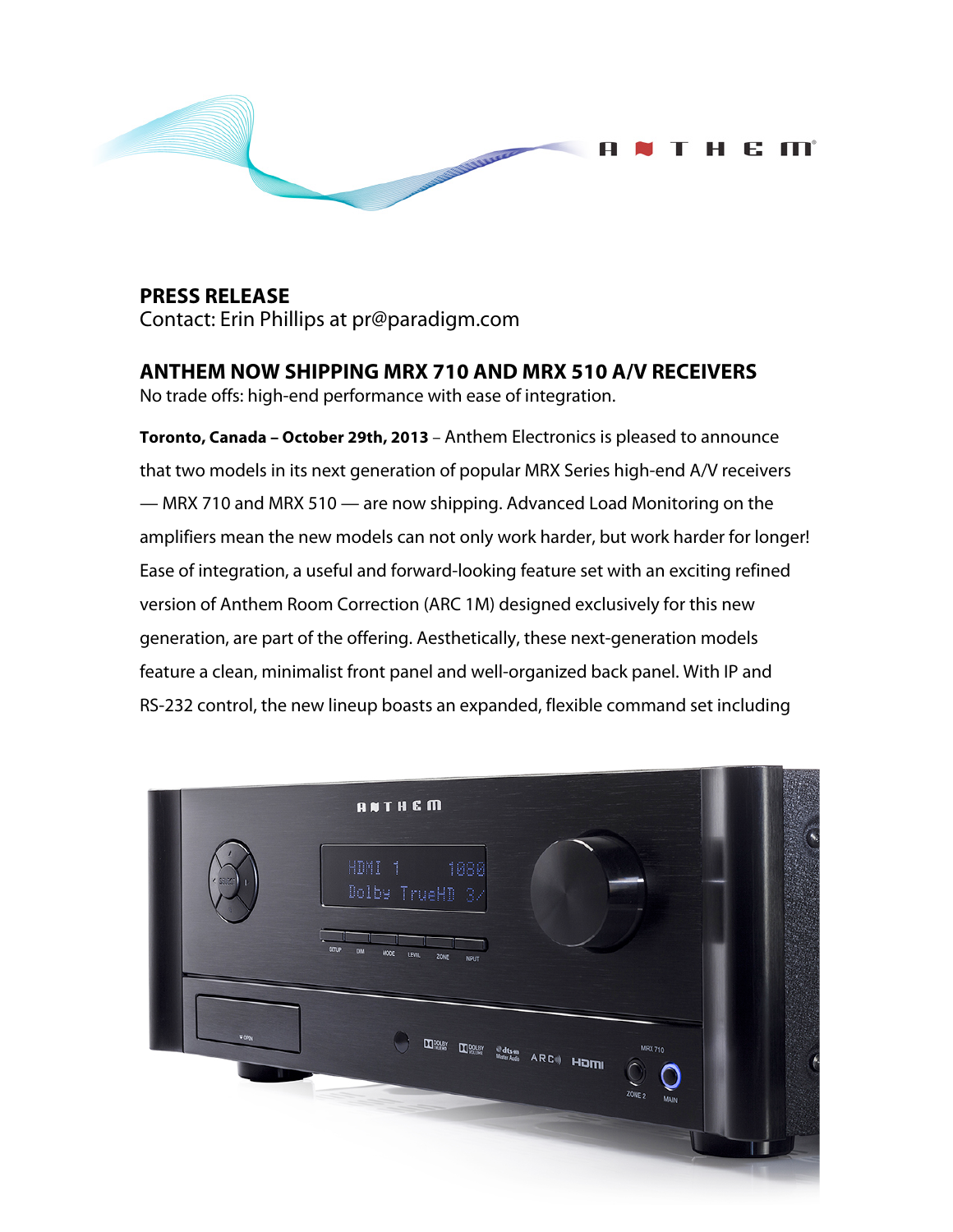**PRESS RELEASE**
Contact: Erin Phillips at pr@paradigm.com

## ANTHEM NOW SHIPPING MRX 710 AND MRX 510 A/V RECEIVERS

No trade offs: high-end performance with ease of integration.

**Toronto, Canada – October 29th, 2013** – Anthem Electronics is pleased to announce that two models in its next generation of popular MRX Series high-end A/V receivers — MRX 710 and MRX 510 — are now shipping. Advanced Load Monitoring on the amplifiers mean the new models can not only work harder, but work harder for longer! Ease of integration, a useful and forward-looking feature set with an exciting refined version of Anthem Room Correction (ARC 1M) designed exclusively for this new generation, are part of the offering. Aesthetically, these next-generation models feature a clean, minimalist front panel and well-organized back panel. With IP and RS-232 control, the new lineup boasts an expanded, flexible command set including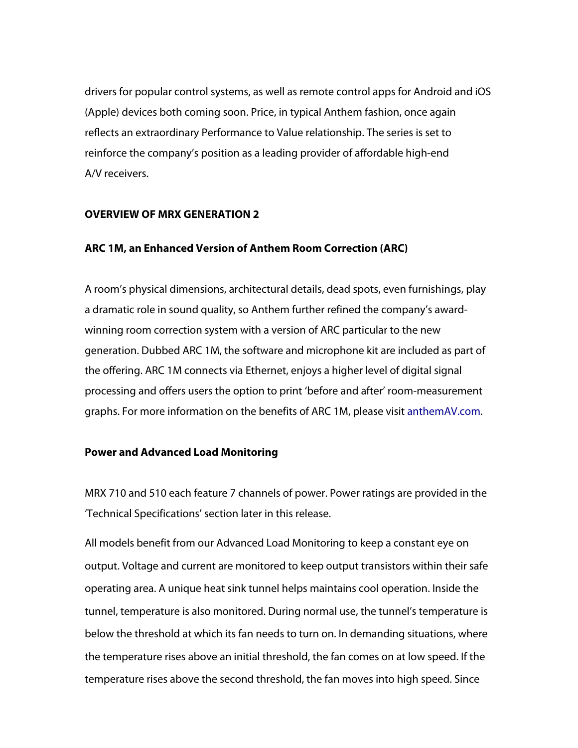drivers for popular control systems, as well as remote control apps for Android and iOS (Apple) devices both coming soon. Price, in typical Anthem fashion, once again reflects an extraordinary Performance to Value relationship. The series is set to reinforce the company's position as a leading provider of affordable high-end A/V receivers.

**OVERVIEW OF MRX GENERATION 2**

**ARC 1M, an Enhanced Version of Anthem Room Correction (ARC)**

A room's physical dimensions, architectural details, dead spots, even furnishings, play a dramatic role in sound quality, so Anthem further refined the company's award-winning room correction system with a version of ARC particular to the new generation. Dubbed ARC 1M, the software and microphone kit are included as part of the offering. ARC 1M connects via Ethernet, enjoys a higher level of digital signal processing and offers users the option to print 'before and after' room-measurement graphs. For more information on the benefits of ARC 1M, please visit anthemAV.com.

**Power and Advanced Load Monitoring**

MRX 710 and 510 each feature 7 channels of power. Power ratings are provided in the 'Technical Specifications' section later in this release.

All models benefit from our Advanced Load Monitoring to keep a constant eye on output. Voltage and current are monitored to keep output transistors within their safe operating area. A unique heat sink tunnel helps maintains cool operation. Inside the tunnel, temperature is also monitored. During normal use, the tunnel's temperature is below the threshold at which its fan needs to turn on. In demanding situations, where the temperature rises above an initial threshold, the fan comes on at low speed. If the temperature rises above the second threshold, the fan moves into high speed. Since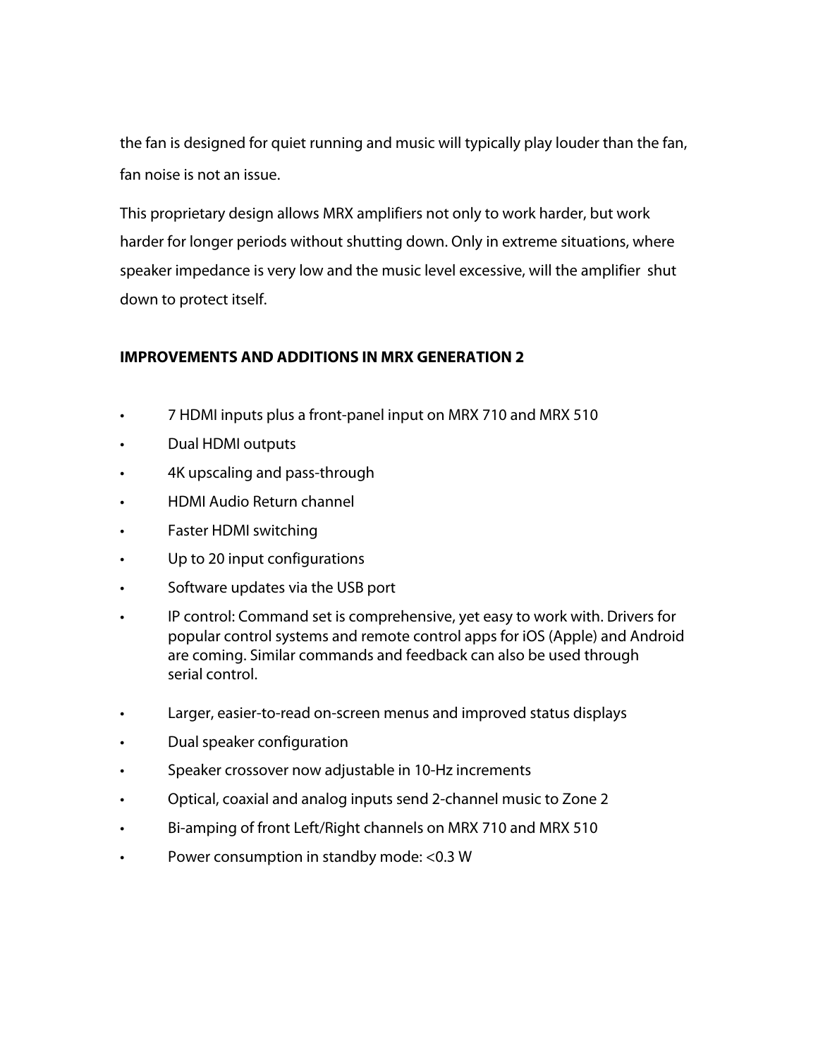the fan is designed for quiet running and music will typically play louder than the fan, fan noise is not an issue.

This proprietary design allows MRX amplifiers not only to work harder, but work harder for longer periods without shutting down. Only in extreme situations, where speaker impedance is very low and the music level excessive, will the amplifier shut down to protect itself.

## IMPROVEMENTS AND ADDITIONS IN MRX GENERATION 2

- 7 HDMI inputs plus a front-panel input on MRX 710 and MRX 510
- Dual HDMI outputs
- 4K upscaling and pass-through
- HDMI Audio Return channel
- Faster HDMI switching
- Up to 20 input configurations
- Software updates via the USB port
- IP control: Command set is comprehensive, yet easy to work with. Drivers for popular control systems and remote control apps for iOS (Apple) and Android are coming. Similar commands and feedback can also be used through serial control.
- Larger, easier-to-read on-screen menus and improved status displays
- Dual speaker configuration
- Speaker crossover now adjustable in 10-Hz increments
- Optical, coaxial and analog inputs send 2-channel music to Zone 2
- Bi-amping of front Left/Right channels on MRX 710 and MRX 510
- Power consumption in standby mode: <0.3 W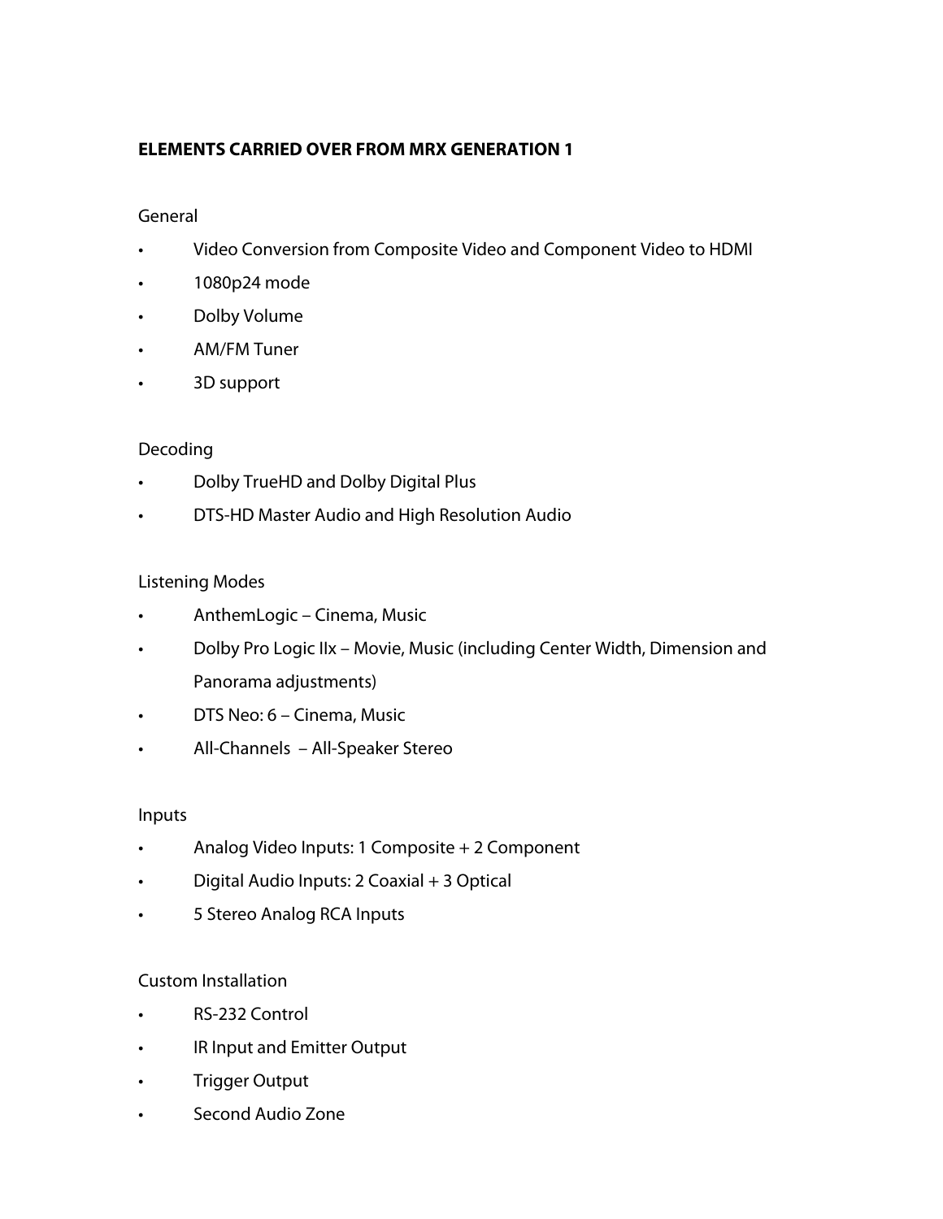## ELEMENTS CARRIED OVER FROM MRX GENERATION 1

General

- Video Conversion from Composite Video and Component Video to HDMI
- 1080p24 mode
- Dolby Volume
- AM/FM Tuner
- 3D support

Decoding

- Dolby TrueHD and Dolby Digital Plus
- DTS-HD Master Audio and High Resolution Audio

Listening Modes

- AnthemLogic – Cinema, Music
- Dolby Pro Logic IIx – Movie, Music (including Center Width, Dimension and Panorama adjustments)
- DTS Neo: 6 – Cinema, Music
- All-Channels – All-Speaker Stereo

Inputs

- Analog Video Inputs: 1 Composite + 2 Component
- Digital Audio Inputs: 2 Coaxial + 3 Optical
- 5 Stereo Analog RCA Inputs

Custom Installation

- RS-232 Control
- IR Input and Emitter Output
- Trigger Output
- Second Audio Zone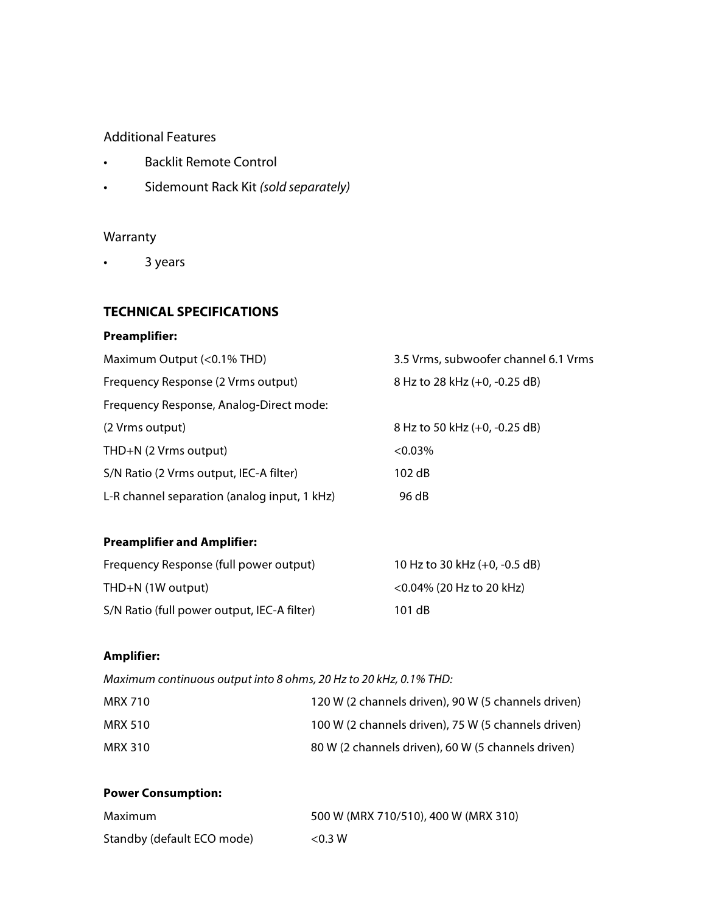Additional Features

- Backlit Remote Control
- Sidemount Rack Kit *(sold separately)*

Warranty

- 3 years

## TECHNICAL SPECIFICATIONS

**Preamplifier:**

| | |
|---|---|
| Maximum Output (<0.1% THD) | 3.5 Vrms, subwoofer channel 6.1 Vrms |
| Frequency Response (2 Vrms output) | 8 Hz to 28 kHz (+0, -0.25 dB) |
| Frequency Response, Analog-Direct mode: | |
| (2 Vrms output) | 8 Hz to 50 kHz (+0, -0.25 dB) |
| THD+N (2 Vrms output) | <0.03% |
| S/N Ratio (2 Vrms output, IEC-A filter) | 102 dB |
| L-R channel separation (analog input, 1 kHz) | 96 dB |

**Preamplifier and Amplifier:**

| | |
|---|---|
| Frequency Response (full power output) | 10 Hz to 30 kHz (+0, -0.5 dB) |
| THD+N (1W output) | <0.04% (20 Hz to 20 kHz) |
| S/N Ratio (full power output, IEC-A filter) | 101 dB |

**Amplifier:**

*Maximum continuous output into 8 ohms, 20 Hz to 20 kHz, 0.1% THD:*

| | |
|---|---|
| MRX 710 | 120 W (2 channels driven), 90 W (5 channels driven) |
| MRX 510 | 100 W (2 channels driven), 75 W (5 channels driven) |
| MRX 310 | 80 W (2 channels driven), 60 W (5 channels driven) |

**Power Consumption:**

| | |
|---|---|
| Maximum | 500 W (MRX 710/510), 400 W (MRX 310) |
| Standby (default ECO mode) | <0.3 W |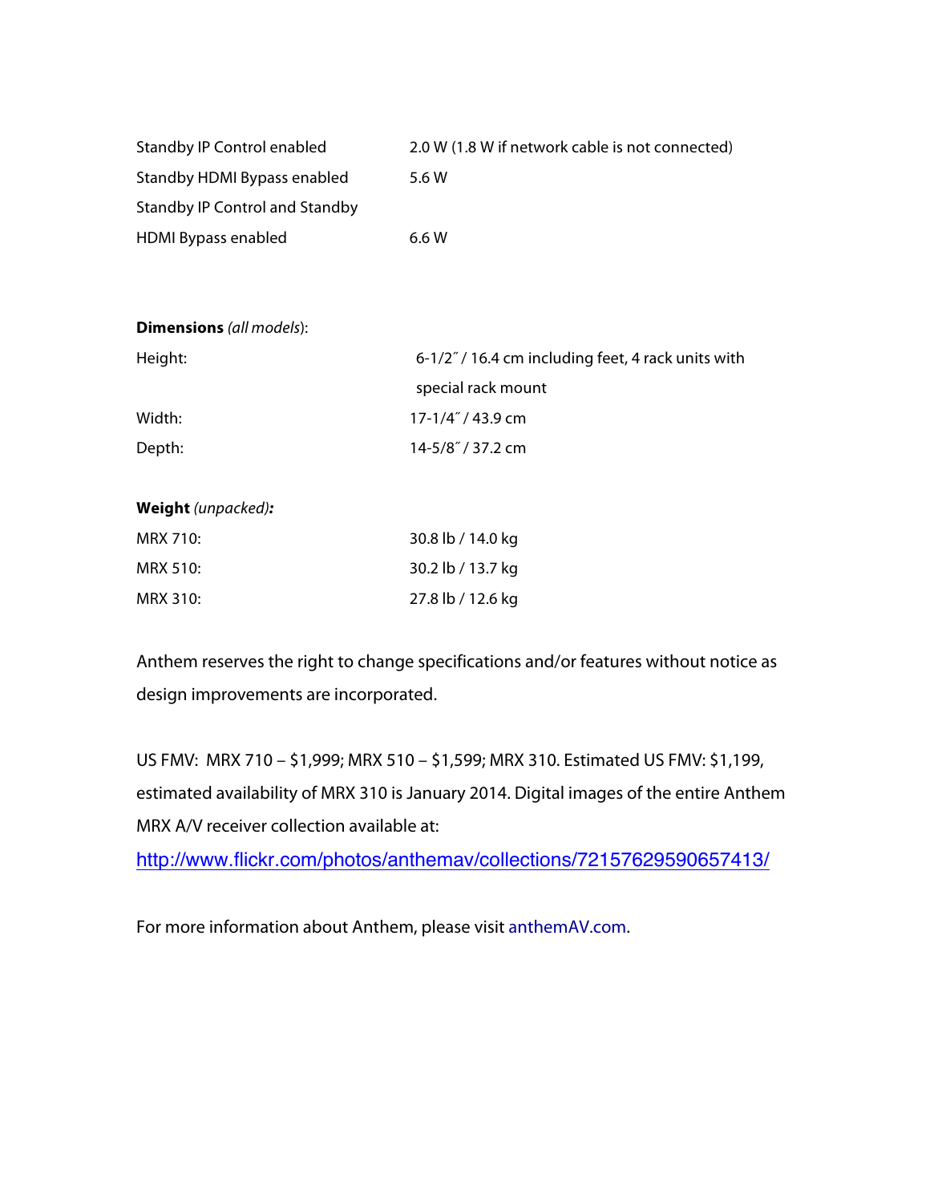| | |
|---|---|
| Standby IP Control enabled | 2.0 W (1.8 W if network cable is not connected) |
| Standby HDMI Bypass enabled | 5.6 W |
| Standby IP Control and Standby HDMI Bypass enabled | 6.6 W |

**Dimensions** *(all models)*:

| | |
|---|---|
| Height: | 6-1/2″ / 16.4 cm including feet, 4 rack units with special rack mount |
| Width: | 17-1/4″ / 43.9 cm |
| Depth: | 14-5/8″ / 37.2 cm |

**Weight** *(unpacked)***:**

| | |
|---|---|
| MRX 710: | 30.8 lb / 14.0 kg |
| MRX 510: | 30.2 lb / 13.7 kg |
| MRX 310: | 27.8 lb / 12.6 kg |

Anthem reserves the right to change specifications and/or features without notice as design improvements are incorporated.

US FMV: MRX 710 – $1,999; MRX 510 – $1,599; MRX 310. Estimated US FMV: $1,199, estimated availability of MRX 310 is January 2014. Digital images of the entire Anthem MRX A/V receiver collection available at:

http://www.flickr.com/photos/anthemav/collections/72157629590657413/

For more information about Anthem, please visit anthemAV.com.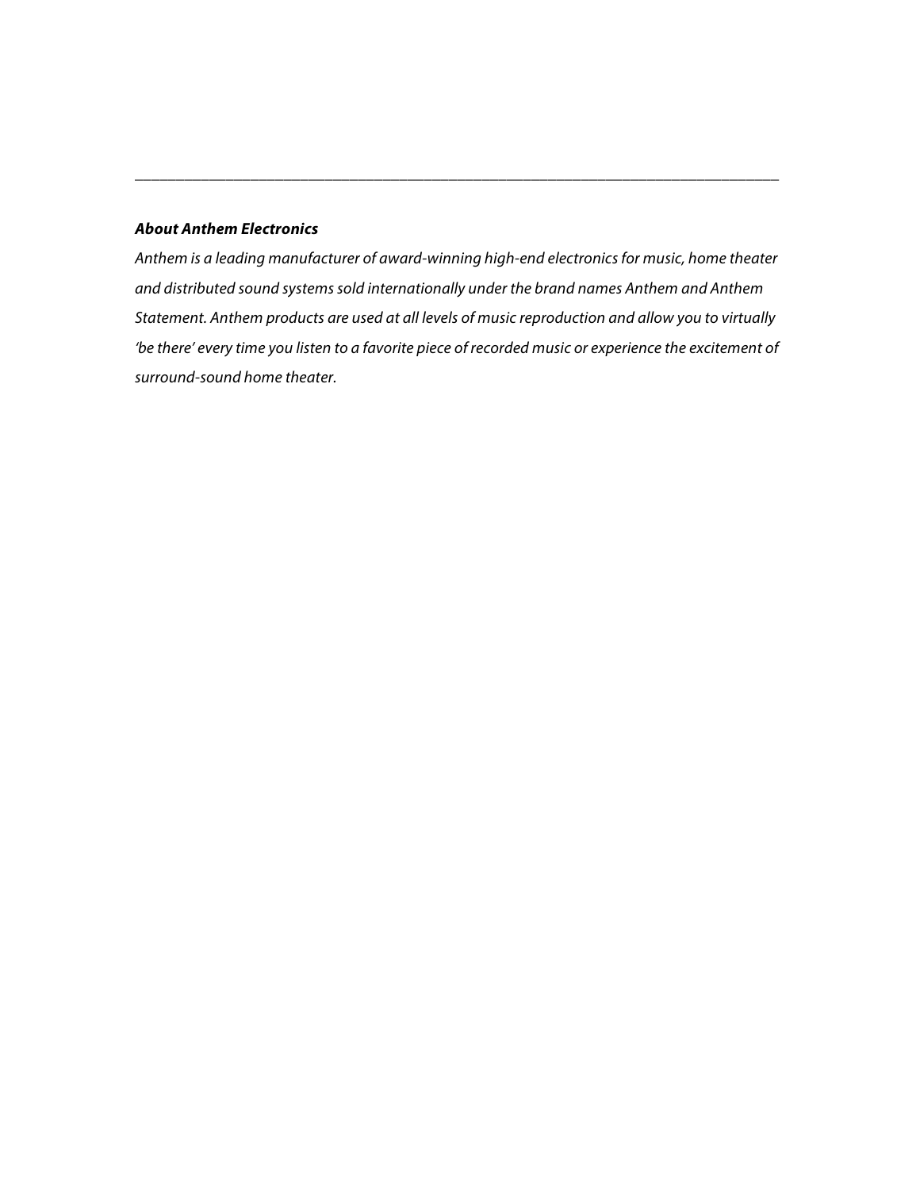---

***About Anthem Electronics***

*Anthem is a leading manufacturer of award-winning high-end electronics for music, home theater and distributed sound systems sold internationally under the brand names Anthem and Anthem Statement. Anthem products are used at all levels of music reproduction and allow you to virtually 'be there' every time you listen to a favorite piece of recorded music or experience the excitement of surround-sound home theater.*